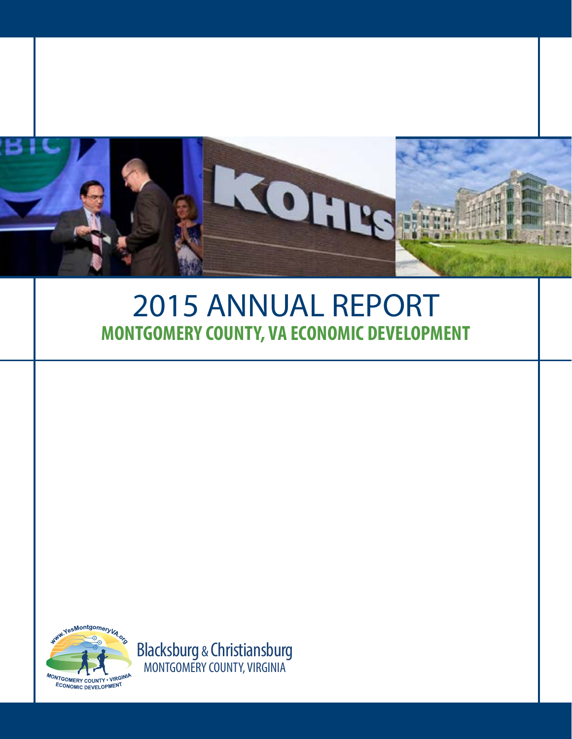# 2015 ANNUAL REPORT

## MONTGOMERY COUNTY, VA ECONOMIC DEVELOPMENT

Blacksburg & Christiansburg
MONTGOMERY COUNTY, VIRGINIA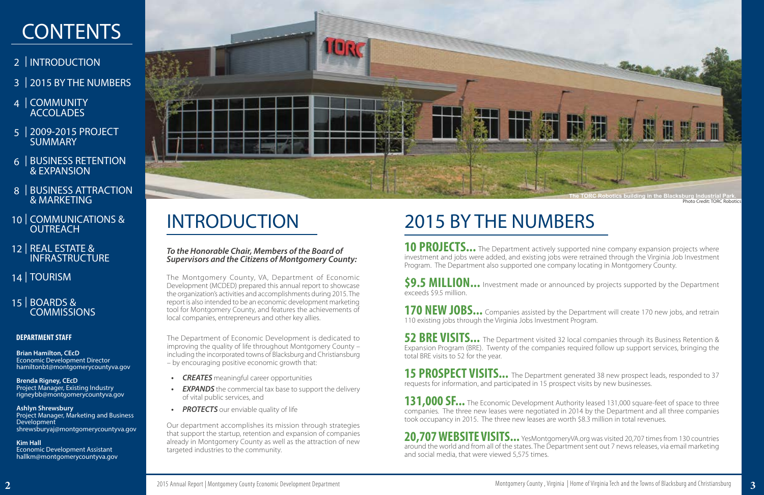# CONTENTS

- 2 | INTRODUCTION
- 3 | 2015 BY THE NUMBERS
- 4 | COMMUNITY ACCOLADES
- 5 | 2009-2015 PROJECT SUMMARY
- 6 | BUSINESS RETENTION & EXPANSION
- 8 | BUSINESS ATTRACTION & MARKETING
- 10 | COMMUNICATIONS & OUTREACH
- 12 | REAL ESTATE & INFRASTRUCTURE
- 14 | TOURISM
- 15 | BOARDS & COMMISSIONS

**DEPARTMENT STAFF**

**Brian Hamilton, CEcD**
Economic Development Director
hamiltonbt@montgomerycountyva.gov

**Brenda Rigney, CEcD**
Project Manager, Existing Industry
rigneybb@montgomerycountyva.gov

**Ashlyn Shrewsbury**
Project Manager, Marketing and Business Development
shrewsburyaj@montgomerycountyva.gov

**Kim Hall**
Economic Development Assistant
hallkm@montgomerycountyva.gov

The TORC Robotics building in the Blacksburg Industrial Park.
Photo Credit: TORC Robotics

# INTRODUCTION

***To the Honorable Chair, Members of the Board of Supervisors and the Citizens of Montgomery County:***

The Montgomery County, VA, Department of Economic Development (MCDED) prepared this annual report to showcase the organization's activities and accomplishments during 2015. The report is also intended to be an economic development marketing tool for Montgomery County, and features the achievements of local companies, entrepreneurs and other key allies.

The Department of Economic Development is dedicated to improving the quality of life throughout Montgomery County – including the incorporated towns of Blacksburg and Christiansburg – by encouraging positive economic growth that:

- ***CREATES*** meaningful career opportunities
- ***EXPANDS*** the commercial tax base to support the delivery of vital public services, and
- ***PROTECTS*** our enviable quality of life

Our department accomplishes its mission through strategies that support the startup, retention and expansion of companies already in Montgomery County as well as the attraction of new targeted industries to the community.

# 2015 BY THE NUMBERS

**10 PROJECTS...** The Department actively supported nine company expansion projects where investment and jobs were added, and existing jobs were retrained through the Virginia Job Investment Program. The Department also supported one company locating in Montgomery County.

**$9.5 MILLION...** Investment made or announced by projects supported by the Department exceeds $9.5 million.

**170 NEW JOBS...** Companies assisted by the Department will create 170 new jobs, and retrain 110 existing jobs through the Virginia Jobs Investment Program.

**52 BRE VISITS...** The Department visited 32 local companies through its Business Retention & Expansion Program (BRE). Twenty of the companies required follow up support services, bringing the total BRE visits to 52 for the year.

**15 PROSPECT VISITS...** The Department generated 38 new prospect leads, responded to 37 requests for information, and participated in 15 prospect visits by new businesses.

**131,000 SF...** The Economic Development Authority leased 131,000 square-feet of space to three companies. The three new leases were negotiated in 2014 by the Department and all three companies took occupancy in 2015. The three new leases are worth $8.3 million in total revenues.

**20,707 WEBSITE VISITS...** YesMontgomeryVA.org was visited 20,707 times from 130 countries around the world and from all of the states. The Department sent out 7 news releases, via email marketing and social media, that were viewed 5,575 times.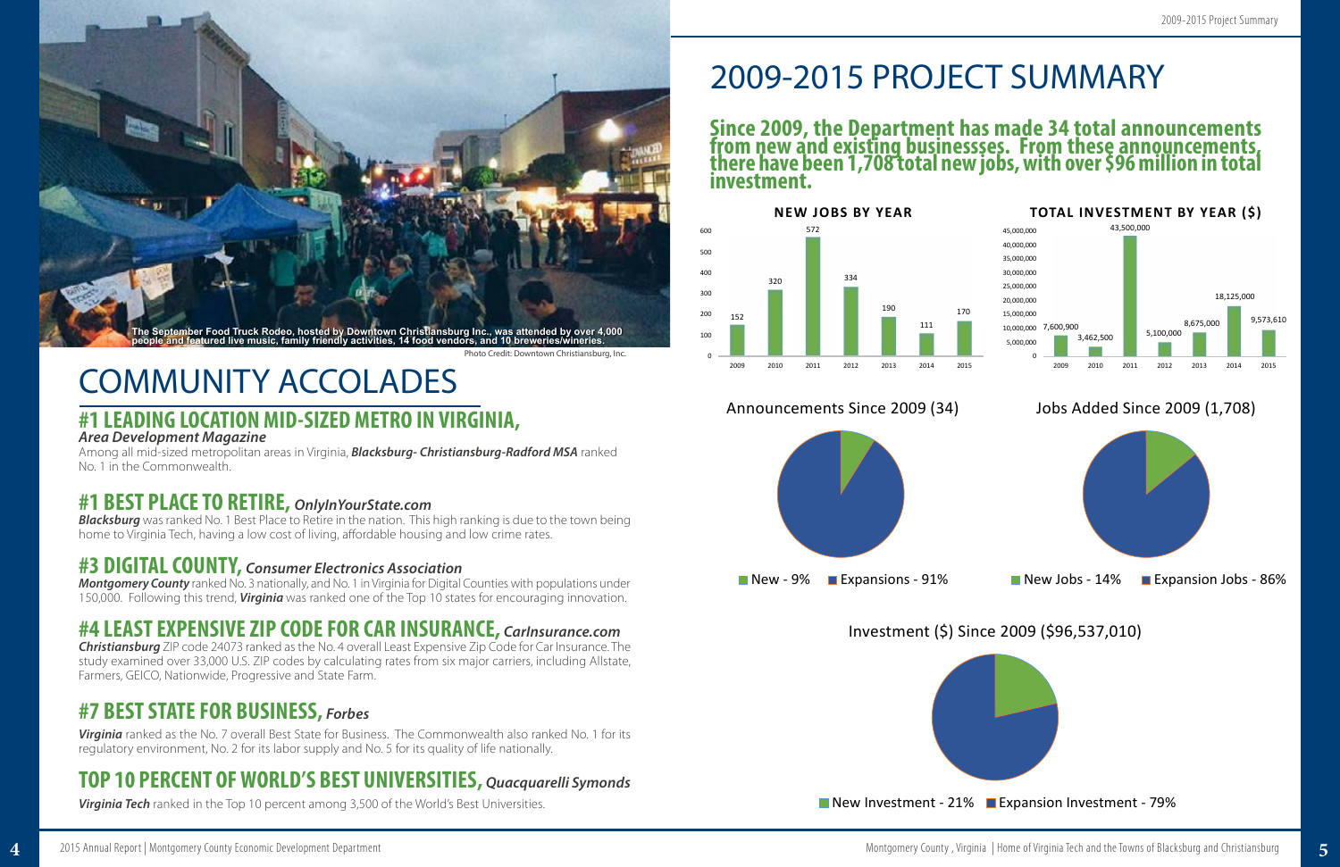The September Food Truck Rodeo, hosted by Downtown Christiansburg Inc., was attended by over 4,000 people and featured live music, family friendly activities, 14 food vendors, and 10 breweries/wineries.

Photo Credit: Downtown Christiansburg, Inc.

# COMMUNITY ACCOLADES

## #1 LEADING LOCATION MID-SIZED METRO IN VIRGINIA, *Area Development Magazine*

Among all mid-sized metropolitan areas in Virginia, ***Blacksburg- Christiansburg-Radford MSA*** ranked No. 1 in the Commonwealth.

## #1 BEST PLACE TO RETIRE, *OnlyInYourState.com*

***Blacksburg*** was ranked No. 1 Best Place to Retire in the nation. This high ranking is due to the town being home to Virginia Tech, having a low cost of living, affordable housing and low crime rates.

## #3 DIGITAL COUNTY, *Consumer Electronics Association*

***Montgomery County*** ranked No. 3 nationally, and No. 1 in Virginia for Digital Counties with populations under 150,000. Following this trend, ***Virginia*** was ranked one of the Top 10 states for encouraging innovation.

## #4 LEAST EXPENSIVE ZIP CODE FOR CAR INSURANCE, *CarInsurance.com*

***Christiansburg*** ZIP code 24073 ranked as the No. 4 overall Least Expensive Zip Code for Car Insurance. The study examined over 33,000 U.S. ZIP codes by calculating rates from six major carriers, including Allstate, Farmers, GEICO, Nationwide, Progressive and State Farm.

## #7 BEST STATE FOR BUSINESS, *Forbes*

***Virginia*** ranked as the No. 7 overall Best State for Business. The Commonwealth also ranked No. 1 for its regulatory environment, No. 2 for its labor supply and No. 5 for its quality of life nationally.

## TOP 10 PERCENT OF WORLD'S BEST UNIVERSITIES, *Quacquarelli Symonds*

***Virginia Tech*** ranked in the Top 10 percent among 3,500 of the World's Best Universities.

# 2009-2015 PROJECT SUMMARY

**Since 2009, the Department has made 34 total announcements from new and existing businessses. From these announcements, there have been 1,708 total new jobs, with over $96 million in total investment.**

**NEW JOBS BY YEAR**

| Year | New Jobs |
| --- | --- |
| 2009 | 152 |
| 2010 | 320 |
| 2011 | 572 |
| 2012 | 334 |
| 2013 | 190 |
| 2014 | 111 |
| 2015 | 170 |

**TOTAL INVESTMENT BY YEAR ($)**

| Year | Total Investment ($) |
| --- | --- |
| 2009 | 7,600,900 |
| 2010 | 3,462,500 |
| 2011 | 43,500,000 |
| 2012 | 5,100,000 |
| 2013 | 8,675,000 |
| 2014 | 18,125,000 |
| 2015 | 9,573,610 |

Announcements Since 2009 (34)

New - 9% Expansions - 91%

Jobs Added Since 2009 (1,708)

New Jobs - 14% Expansion Jobs - 86%

Investment ($) Since 2009 ($96,537,010)

New Investment - 21% Expansion Investment - 79%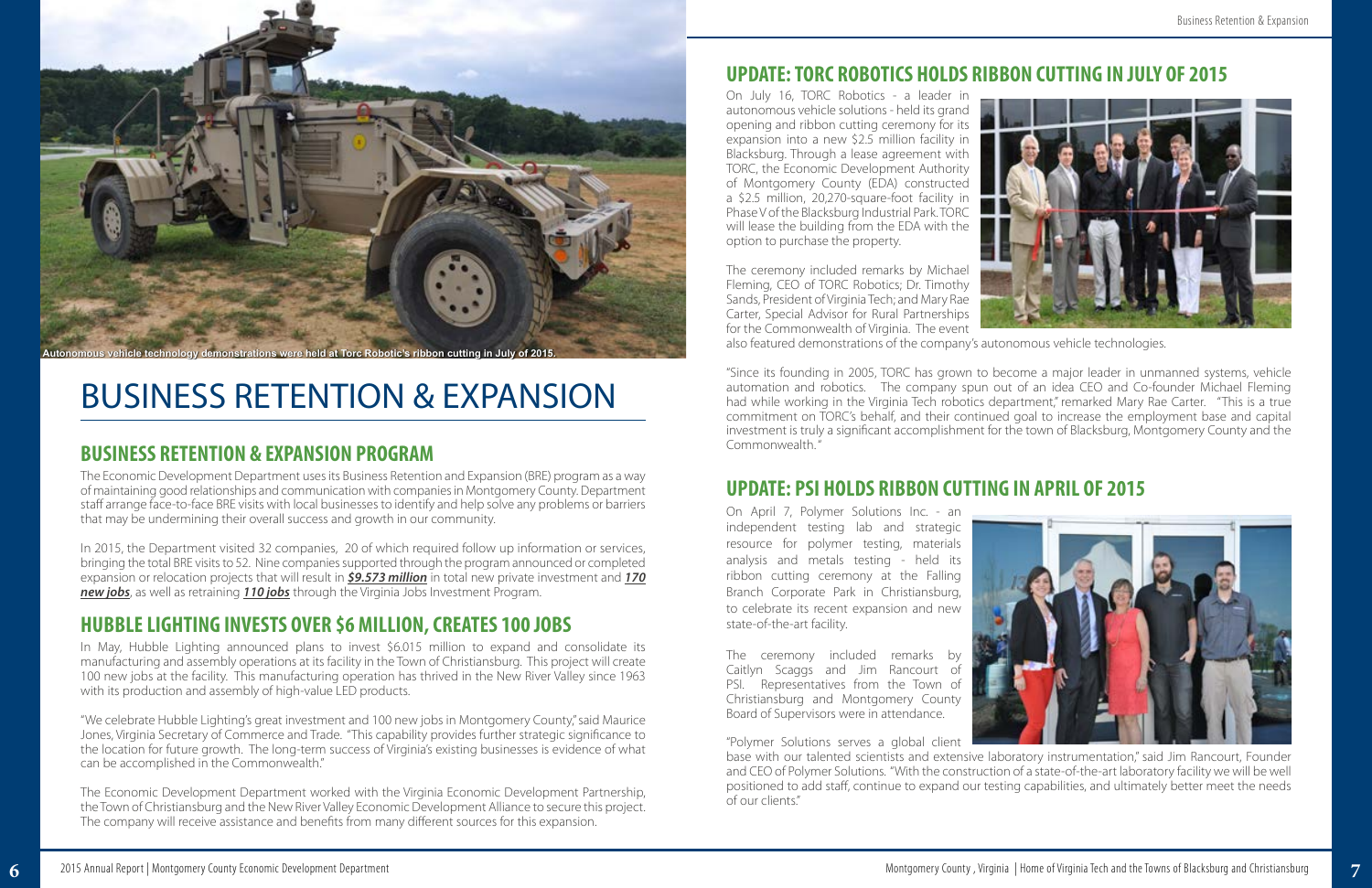Autonomous vehicle technology demonstrations were held at Torc Robotic's ribbon cutting in July of 2015.

# BUSINESS RETENTION & EXPANSION

## BUSINESS RETENTION & EXPANSION PROGRAM

The Economic Development Department uses its Business Retention and Expansion (BRE) program as a way of maintaining good relationships and communication with companies in Montgomery County. Department staff arrange face-to-face BRE visits with local businesses to identify and help solve any problems or barriers that may be undermining their overall success and growth in our community.

In 2015, the Department visited 32 companies, 20 of which required follow up information or services, bringing the total BRE visits to 52. Nine companies supported through the program announced or completed expansion or relocation projects that will result in ***$9.573 million*** in total new private investment and ***170 new jobs***, as well as retraining ***110 jobs*** through the Virginia Jobs Investment Program.

## HUBBLE LIGHTING INVESTS OVER $6 MILLION, CREATES 100 JOBS

In May, Hubble Lighting announced plans to invest $6.015 million to expand and consolidate its manufacturing and assembly operations at its facility in the Town of Christiansburg. This project will create 100 new jobs at the facility. This manufacturing operation has thrived in the New River Valley since 1963 with its production and assembly of high-value LED products.

"We celebrate Hubble Lighting's great investment and 100 new jobs in Montgomery County," said Maurice Jones, Virginia Secretary of Commerce and Trade. "This capability provides further strategic significance to the location for future growth. The long-term success of Virginia's existing businesses is evidence of what can be accomplished in the Commonwealth."

The Economic Development Department worked with the Virginia Economic Development Partnership, the Town of Christiansburg and the New River Valley Economic Development Alliance to secure this project. The company will receive assistance and benefits from many different sources for this expansion.

## UPDATE: TORC ROBOTICS HOLDS RIBBON CUTTING IN JULY OF 2015

On July 16, TORC Robotics - a leader in autonomous vehicle solutions - held its grand opening and ribbon cutting ceremony for its expansion into a new $2.5 million facility in Blacksburg. Through a lease agreement with TORC, the Economic Development Authority of Montgomery County (EDA) constructed a $2.5 million, 20,270-square-foot facility in Phase V of the Blacksburg Industrial Park. TORC will lease the building from the EDA with the option to purchase the property.

The ceremony included remarks by Michael Fleming, CEO of TORC Robotics; Dr. Timothy Sands, President of Virginia Tech; and Mary Rae Carter, Special Advisor for Rural Partnerships for the Commonwealth of Virginia. The event also featured demonstrations of the company's autonomous vehicle technologies.

"Since its founding in 2005, TORC has grown to become a major leader in unmanned systems, vehicle automation and robotics. The company spun out of an idea CEO and Co-founder Michael Fleming had while working in the Virginia Tech robotics department," remarked Mary Rae Carter. "This is a true commitment on TORC's behalf, and their continued goal to increase the employment base and capital investment is truly a significant accomplishment for the town of Blacksburg, Montgomery County and the Commonwealth."

## UPDATE: PSI HOLDS RIBBON CUTTING IN APRIL OF 2015

On April 7, Polymer Solutions Inc. - an independent testing lab and strategic resource for polymer testing, materials analysis and metals testing - held its ribbon cutting ceremony at the Falling Branch Corporate Park in Christiansburg, to celebrate its recent expansion and new state-of-the-art facility.

The ceremony included remarks by Caitlyn Scaggs and Jim Rancourt of PSI. Representatives from the Town of Christiansburg and Montgomery County Board of Supervisors were in attendance.

"Polymer Solutions serves a global client base with our talented scientists and extensive laboratory instrumentation," said Jim Rancourt, Founder and CEO of Polymer Solutions. "With the construction of a state-of-the-art laboratory facility we will be well positioned to add staff, continue to expand our testing capabilities, and ultimately better meet the needs of our clients."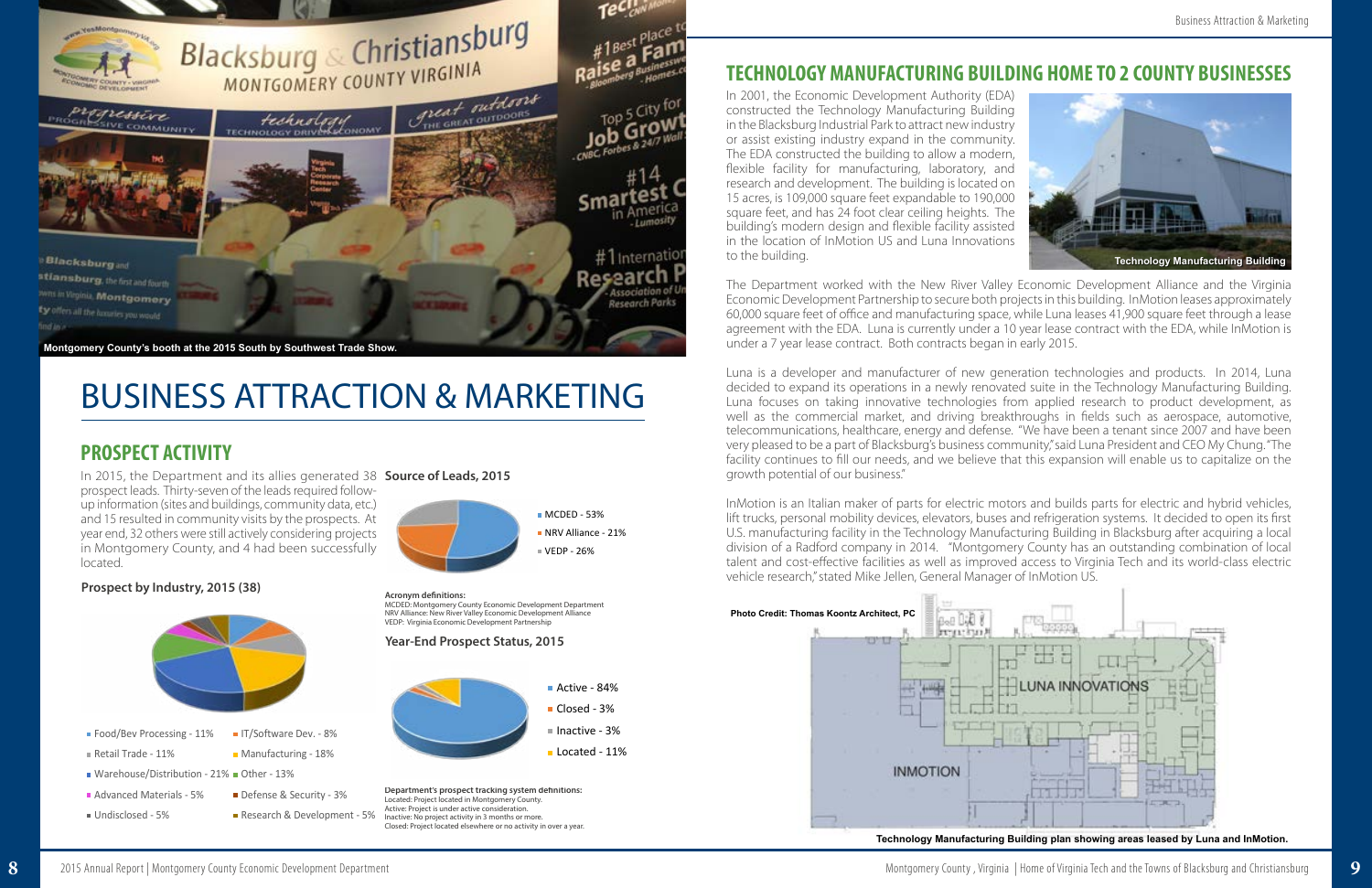Montgomery County's booth at the 2015 South by Southwest Trade Show.

# BUSINESS ATTRACTION & MARKETING

## PROSPECT ACTIVITY

In 2015, the Department and its allies generated 38 prospect leads. Thirty-seven of the leads required follow-up information (sites and buildings, community data, etc.) and 15 resulted in community visits by the prospects. At year end, 32 others were still actively considering projects in Montgomery County, and 4 had been successfully located.

**Prospect by Industry, 2015 (38)**

- Food/Bev Processing - 11%
- IT/Software Dev. - 8%
- Retail Trade - 11%
- Manufacturing - 18%
- Warehouse/Distribution - 21%
- Other - 13%
- Advanced Materials - 5%
- Defense & Security - 3%
- Undisclosed - 5%
- Research & Development - 5%

**Source of Leads, 2015**

- MCDED - 53%
- NRV Alliance - 21%
- VEDP - 26%

**Acronym definitions:**
MCDED: Montgomery County Economic Development Department
NRV Alliance: New River Valley Economic Development Alliance
VEDP: Virginia Economic Development Partnership

**Year-End Prospect Status, 2015**

- Active - 84%
- Closed - 3%
- Inactive - 3%
- Located - 11%

**Department's prospect tracking system definitions:**
Located: Project located in Montgomery County.
Active: Project is under active consideration.
Inactive: No project activity in 3 months or more.
Closed: Project located elsewhere or no activity in over a year.

## TECHNOLOGY MANUFACTURING BUILDING HOME TO 2 COUNTY BUSINESSES

In 2001, the Economic Development Authority (EDA) constructed the Technology Manufacturing Building in the Blacksburg Industrial Park to attract new industry or assist existing industry expand in the community. The EDA constructed the building to allow a modern, flexible facility for manufacturing, laboratory, and research and development. The building is located on 15 acres, is 109,000 square feet expandable to 190,000 square feet, and has 24 foot clear ceiling heights. The building's modern design and flexible facility assisted in the location of InMotion US and Luna Innovations to the building.

Technology Manufacturing Building

The Department worked with the New River Valley Economic Development Alliance and the Virginia Economic Development Partnership to secure both projects in this building. InMotion leases approximately 60,000 square feet of office and manufacturing space, while Luna leases 41,900 square feet through a lease agreement with the EDA. Luna is currently under a 10 year lease contract with the EDA, while InMotion is under a 7 year lease contract. Both contracts began in early 2015.

Luna is a developer and manufacturer of new generation technologies and products. In 2014, Luna decided to expand its operations in a newly renovated suite in the Technology Manufacturing Building. Luna focuses on taking innovative technologies from applied research to product development, as well as the commercial market, and driving breakthroughs in fields such as aerospace, automotive, telecommunications, healthcare, energy and defense. "We have been a tenant since 2007 and have been very pleased to be a part of Blacksburg's business community," said Luna President and CEO My Chung. "The facility continues to fill our needs, and we believe that this expansion will enable us to capitalize on the growth potential of our business."

InMotion is an Italian maker of parts for electric motors and builds parts for electric and hybrid vehicles, lift trucks, personal mobility devices, elevators, buses and refrigeration systems. It decided to open its first U.S. manufacturing facility in the Technology Manufacturing Building in Blacksburg after acquiring a local division of a Radford company in 2014. "Montgomery County has an outstanding combination of local talent and cost-effective facilities as well as improved access to Virginia Tech and its world-class electric vehicle research," stated Mike Jellen, General Manager of InMotion US.

Photo Credit: Thomas Koontz Architect, PC

Technology Manufacturing Building plan showing areas leased by Luna and InMotion.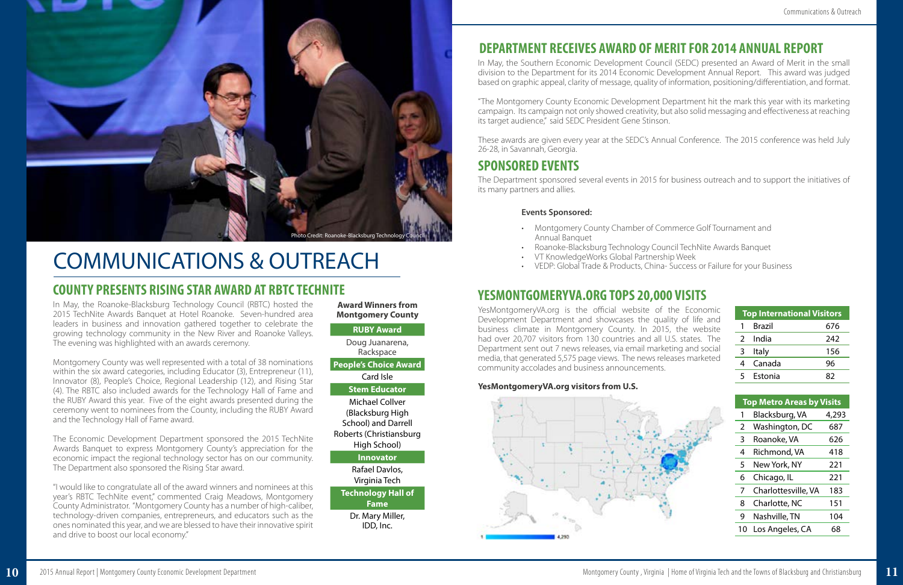Photo Credit: Roanoke-Blacksburg Technology Council

# COMMUNICATIONS & OUTREACH

## COUNTY PRESENTS RISING STAR AWARD AT RBTC TECHNITE

In May, the Roanoke-Blacksburg Technology Council (RBTC) hosted the 2015 TechNite Awards Banquet at Hotel Roanoke. Seven-hundred area leaders in business and innovation gathered together to celebrate the growing technology community in the New River and Roanoke Valleys. The evening was highlighted with an awards ceremony.

Montgomery County was well represented with a total of 38 nominations within the six award categories, including Educator (3), Entrepreneur (11), Innovator (8), People's Choice, Regional Leadership (12), and Rising Star (4). The RBTC also included awards for the Technology Hall of Fame and the RUBY Award this year. Five of the eight awards presented during the ceremony went to nominees from the County, including the RUBY Award and the Technology Hall of Fame award.

The Economic Development Department sponsored the 2015 TechNite Awards Banquet to express Montgomery County's appreciation for the economic impact the regional technology sector has on our community. The Department also sponsored the Rising Star award.

"I would like to congratulate all of the award winners and nominees at this year's RBTC TechNite event," commented Craig Meadows, Montgomery County Administrator. "Montgomery County has a number of high-caliber, technology-driven companies, entrepreneurs, and educators such as the ones nominated this year, and we are blessed to have their innovative spirit and drive to boost our local economy."

**Award Winners from Montgomery County**

| Award | Winner |
|---|---|
| RUBY Award | Doug Juanarena, Rackspace |
| People's Choice Award | Card Isle |
| Stem Educator | Michael Collver (Blacksburg High School) and Darrell Roberts (Christiansburg High School) |
| Innovator | Rafael Davlos, Virginia Tech |
| Technology Hall of Fame | Dr. Mary Miller, IDD, Inc. |

## DEPARTMENT RECEIVES AWARD OF MERIT FOR 2014 ANNUAL REPORT

In May, the Southern Economic Development Council (SEDC) presented an Award of Merit in the small division to the Department for its 2014 Economic Development Annual Report. This award was judged based on graphic appeal, clarity of message, quality of information, positioning/differentiation, and format.

"The Montgomery County Economic Development Department hit the mark this year with its marketing campaign. Its campaign not only showed creativity, but also solid messaging and effectiveness at reaching its target audience," said SEDC President Gene Stinson.

These awards are given every year at the SEDC's Annual Conference. The 2015 conference was held July 26-28, in Savannah, Georgia.

## SPONSORED EVENTS

The Department sponsored several events in 2015 for business outreach and to support the initiatives of its many partners and allies.

**Events Sponsored:**

- Montgomery County Chamber of Commerce Golf Tournament and Annual Banquet
- Roanoke-Blacksburg Technology Council TechNite Awards Banquet
- VT KnowledgeWorks Global Partnership Week
- VEDP: Global Trade & Products, China- Success or Failure for your Business

## YESMONTGOMERYVA.ORG TOPS 20,000 VISITS

YesMontgomeryVA.org is the official website of the Economic Development Department and showcases the quality of life and business climate in Montgomery County. In 2015, the website had over 20,707 visitors from 130 countries and all U.S. states. The Department sent out 7 news releases, via email marketing and social media, that generated 5,575 page views. The news releases marketed community accolades and business announcements.

**YesMontgomeryVA.org visitors from U.S.**

1 — 4,293

| Top International Visitors | | |
|---|---|---|
| 1 | Brazil | 676 |
| 2 | India | 242 |
| 3 | Italy | 156 |
| 4 | Canada | 96 |
| 5 | Estonia | 82 |

| Top Metro Areas by Visits | | |
|---|---|---|
| 1 | Blacksburg, VA | 4,293 |
| 2 | Washington, DC | 687 |
| 3 | Roanoke, VA | 626 |
| 4 | Richmond, VA | 418 |
| 5 | New York, NY | 221 |
| 6 | Chicago, IL | 221 |
| 7 | Charlottesville, VA | 183 |
| 8 | Charlotte, NC | 151 |
| 9 | Nashville, TN | 104 |
| 10 | Los Angeles, CA | 68 |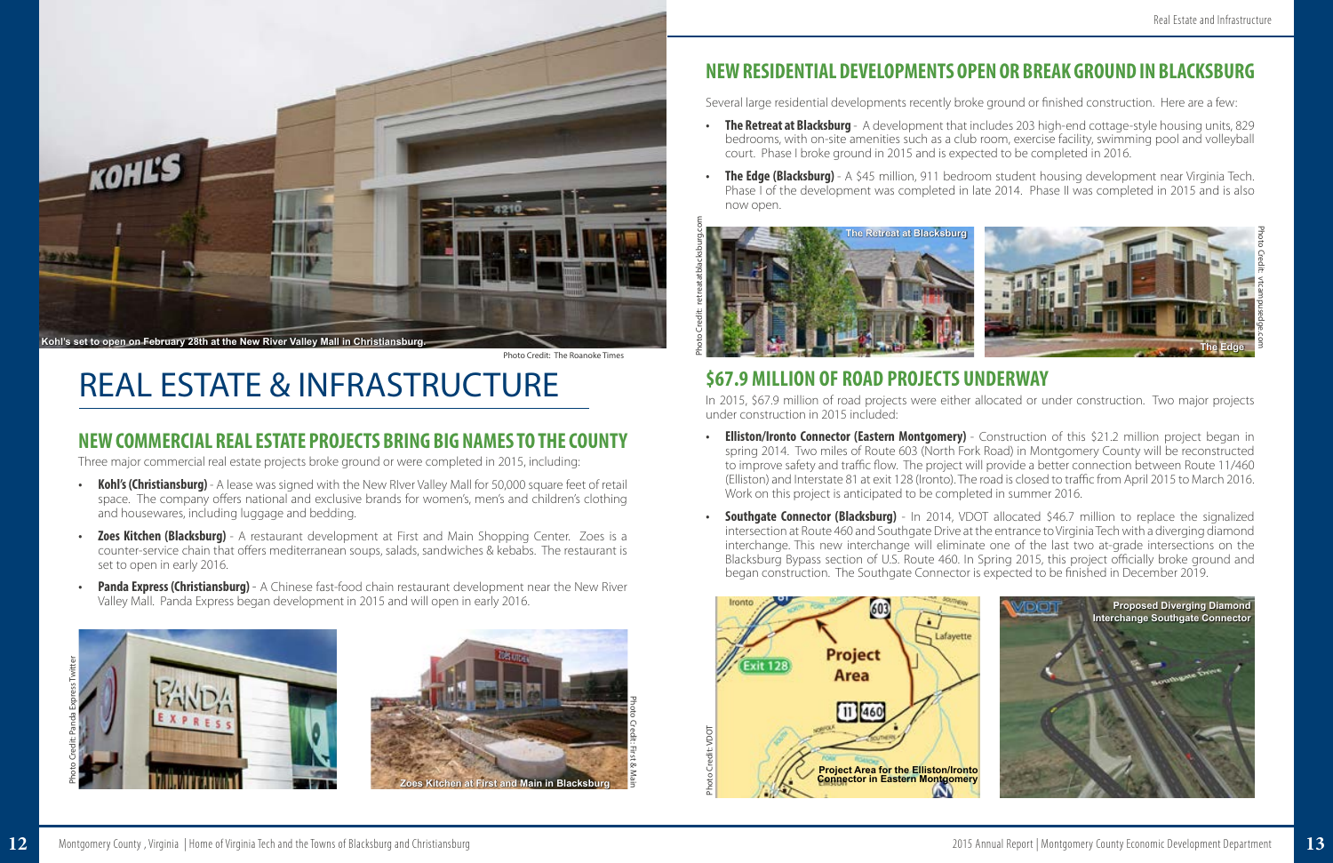Kohl's set to open on February 28th at the New River Valley Mall in Christiansburg.

Photo Credit: The Roanoke Times

# REAL ESTATE & INFRASTRUCTURE

## NEW COMMERCIAL REAL ESTATE PROJECTS BRING BIG NAMES TO THE COUNTY

Three major commercial real estate projects broke ground or were completed in 2015, including:

- **Kohl's (Christiansburg)** - A lease was signed with the New RIver Valley Mall for 50,000 square feet of retail space. The company offers national and exclusive brands for women's, men's and children's clothing and housewares, including luggage and bedding.
- **Zoes Kitchen (Blacksburg)** - A restaurant development at First and Main Shopping Center. Zoes is a counter-service chain that offers mediterranean soups, salads, sandwiches & kebabs. The restaurant is set to open in early 2016.
- **Panda Express (Christiansburg)** - A Chinese fast-food chain restaurant development near the New River Valley Mall. Panda Express began development in 2015 and will open in early 2016.

Photo Credit: Panda Express Twitter

Zoes Kitchen at First and Main in Blacksburg

Photo Credit: First & Main

## NEW RESIDENTIAL DEVELOPMENTS OPEN OR BREAK GROUND IN BLACKSBURG

Several large residential developments recently broke ground or finished construction. Here are a few:

- **The Retreat at Blacksburg** - A development that includes 203 high-end cottage-style housing units, 829 bedrooms, with on-site amenities such as a club room, exercise facility, swimming pool and volleyball court. Phase I broke ground in 2015 and is expected to be completed in 2016.
- **The Edge (Blacksburg)** - A $45 million, 911 bedroom student housing development near Virginia Tech. Phase I of the development was completed in late 2014. Phase II was completed in 2015 and is also now open.

Photo Credit: retreatatblacksburg.com

The Retreat at Blacksburg

The Edge

Photo Credit: vtcampusedge.com

## $67.9 MILLION OF ROAD PROJECTS UNDERWAY

In 2015, $67.9 million of road projects were either allocated or under construction. Two major projects under construction in 2015 included:

- **Elliston/Ironto Connector (Eastern Montgomery)** - Construction of this $21.2 million project began in spring 2014. Two miles of Route 603 (North Fork Road) in Montgomery County will be reconstructed to improve safety and traffic flow. The project will provide a better connection between Route 11/460 (Elliston) and Interstate 81 at exit 128 (Ironto). The road is closed to traffic from April 2015 to March 2016. Work on this project is anticipated to be completed in summer 2016.
- **Southgate Connector (Blacksburg)** - In 2014, VDOT allocated $46.7 million to replace the signalized intersection at Route 460 and Southgate Drive at the entrance to Virginia Tech with a diverging diamond interchange. This new interchange will eliminate one of the last two at-grade intersections on the Blacksburg Bypass section of U.S. Route 460. In Spring 2015, this project officially broke ground and began construction. The Southgate Connector is expected to be finished in December 2019.

Photo Credit: VDOT

Project Area for the Elliston/Ironto Connector in Eastern Montgomery

Proposed Diverging Diamond Interchange Southgate Connector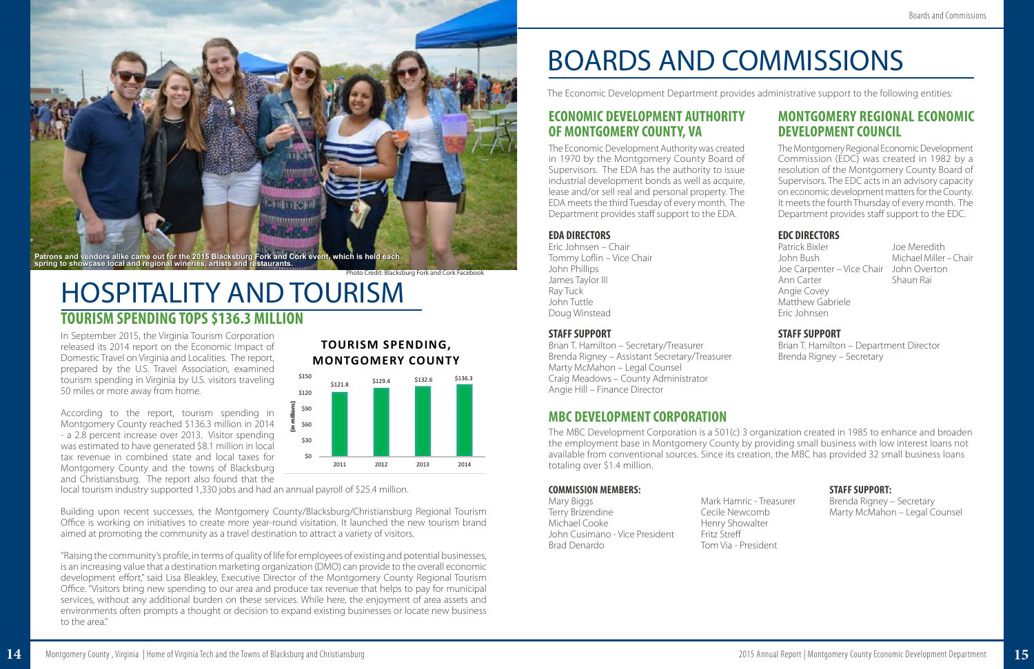Patrons and vendors alike came out for the 2015 Blacksburg Fork and Cork event, which is held each spring to showcase local and regional wineries, artists and restaurants.

Photo Credit: Blacksburg Fork and Cork Facebook

# HOSPITALITY AND TOURISM

## TOURISM SPENDING TOPS $136.3 MILLION

In September 2015, the Virginia Tourism Corporation released its 2014 report on the Economic Impact of Domestic Travel on Virginia and Localities. The report, prepared by the U.S. Travel Association, examined tourism spending in Virginia by U.S. visitors traveling 50 miles or more away from home.

**TOURISM SPENDING, MONTGOMERY COUNTY**

| Year | Spending (in millions) |
|---|---|
| 2011 | $121.8 |
| 2012 | $129.4 |
| 2013 | $132.6 |
| 2014 | $136.3 |

According to the report, tourism spending in Montgomery County reached $136.3 million in 2014 - a 2.8 percent increase over 2013. Visitor spending was estimated to have generated $8.1 million in local tax revenue in combined state and local taxes for Montgomery County and the towns of Blacksburg and Christiansburg. The report also found that the local tourism industry supported 1,330 jobs and had an annual payroll of $25.4 million.

Building upon recent successes, the Montgomery County/Blacksburg/Christiansburg Regional Tourism Office is working on initiatives to create more year-round visitation. It launched the new tourism brand aimed at promoting the community as a travel destination to attract a variety of visitors.

"Raising the community's profile, in terms of quality of life for employees of existing and potential businesses, is an increasing value that a destination marketing organization (DMO) can provide to the overall economic development effort," said Lisa Bleakley, Executive Director of the Montgomery County Regional Tourism Office. "Visitors bring new spending to our area and produce tax revenue that helps to pay for municipal services, without any additional burden on these services. While here, the enjoyment of area assets and environments often prompts a thought or decision to expand existing businesses or locate new business to the area."

# BOARDS AND COMMISSIONS

The Economic Development Department provides administrative support to the following entities:

## ECONOMIC DEVELOPMENT AUTHORITY OF MONTGOMERY COUNTY, VA

The Economic Development Authority was created in 1970 by the Montgomery County Board of Supervisors. The EDA has the authority to issue industrial development bonds as well as acquire, lease and/or sell real and personal property. The EDA meets the third Tuesday of every month. The Department provides staff support to the EDA.

### EDA DIRECTORS

Eric Johnsen – Chair
Tommy Loflin – Vice Chair
John Phillips
James Taylor III
Ray Tuck
John Tuttle
Doug Winstead

### STAFF SUPPORT

Brian T. Hamilton – Secretary/Treasurer
Brenda Rigney – Assistant Secretary/Treasurer
Marty McMahon – Legal Counsel
Craig Meadows – County Administrator
Angie Hill – Finance Director

## MONTGOMERY REGIONAL ECONOMIC DEVELOPMENT COUNCIL

The Montgomery Regional Economic Development Commission (EDC) was created in 1982 by a resolution of the Montgomery County Board of Supervisors. The EDC acts in an advisory capacity on economic development matters for the County. It meets the fourth Thursday of every month. The Department provides staff support to the EDC.

### EDC DIRECTORS

Patrick Bixler
John Bush
Joe Carpenter – Vice Chair
Ann Carter
Angie Covey
Matthew Gabriele
Eric Johnsen
Joe Meredith
Michael Miller – Chair
John Overton
Shaun Rai

### STAFF SUPPORT

Brian T. Hamilton – Department Director
Brenda Rigney – Secretary

## MBC DEVELOPMENT CORPORATION

The MBC Development Corporation is a 501(c) 3 organization created in 1985 to enhance and broaden the employment base in Montgomery County by providing small business with low interest loans not available from conventional sources. Since its creation, the MBC has provided 32 small business loans totaling over $1.4 million.

### COMMISSION MEMBERS:

Mary Biggs
Terry Brizendine
Michael Cooke
John Cusimano - Vice President
Brad Denardo
Mark Hamric - Treasurer
Cecile Newcomb
Henry Showalter
Fritz Streff
Tom Via - President

### STAFF SUPPORT:

Brenda Rigney – Secretary
Marty McMahon – Legal Counsel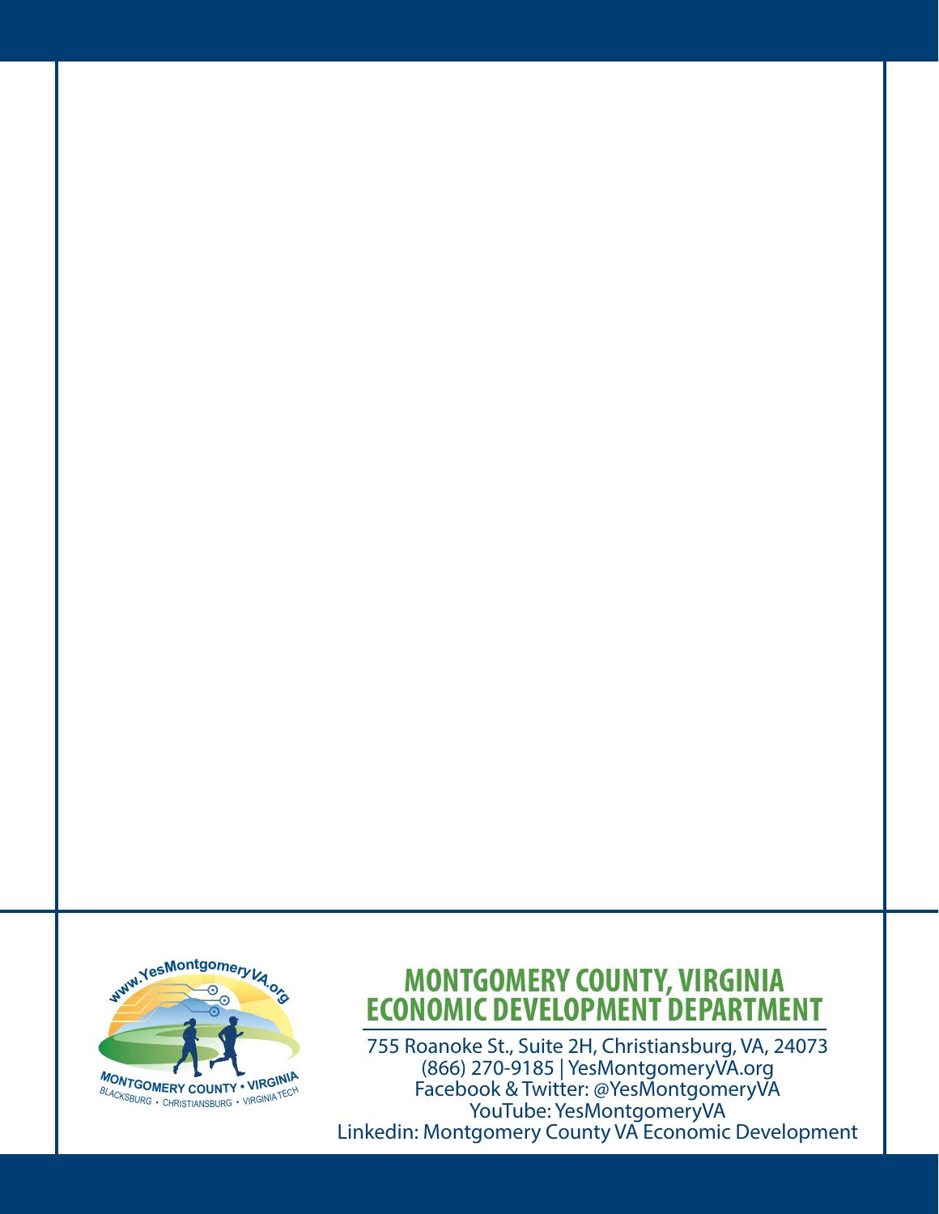## MONTGOMERY COUNTY, VIRGINIA
## ECONOMIC DEVELOPMENT DEPARTMENT

755 Roanoke St., Suite 2H, Christiansburg, VA, 24073
(866) 270-9185 | YesMontgomeryVA.org
Facebook & Twitter: @YesMontgomeryVA
YouTube: YesMontgomeryVA
Linkedin: Montgomery County VA Economic Development